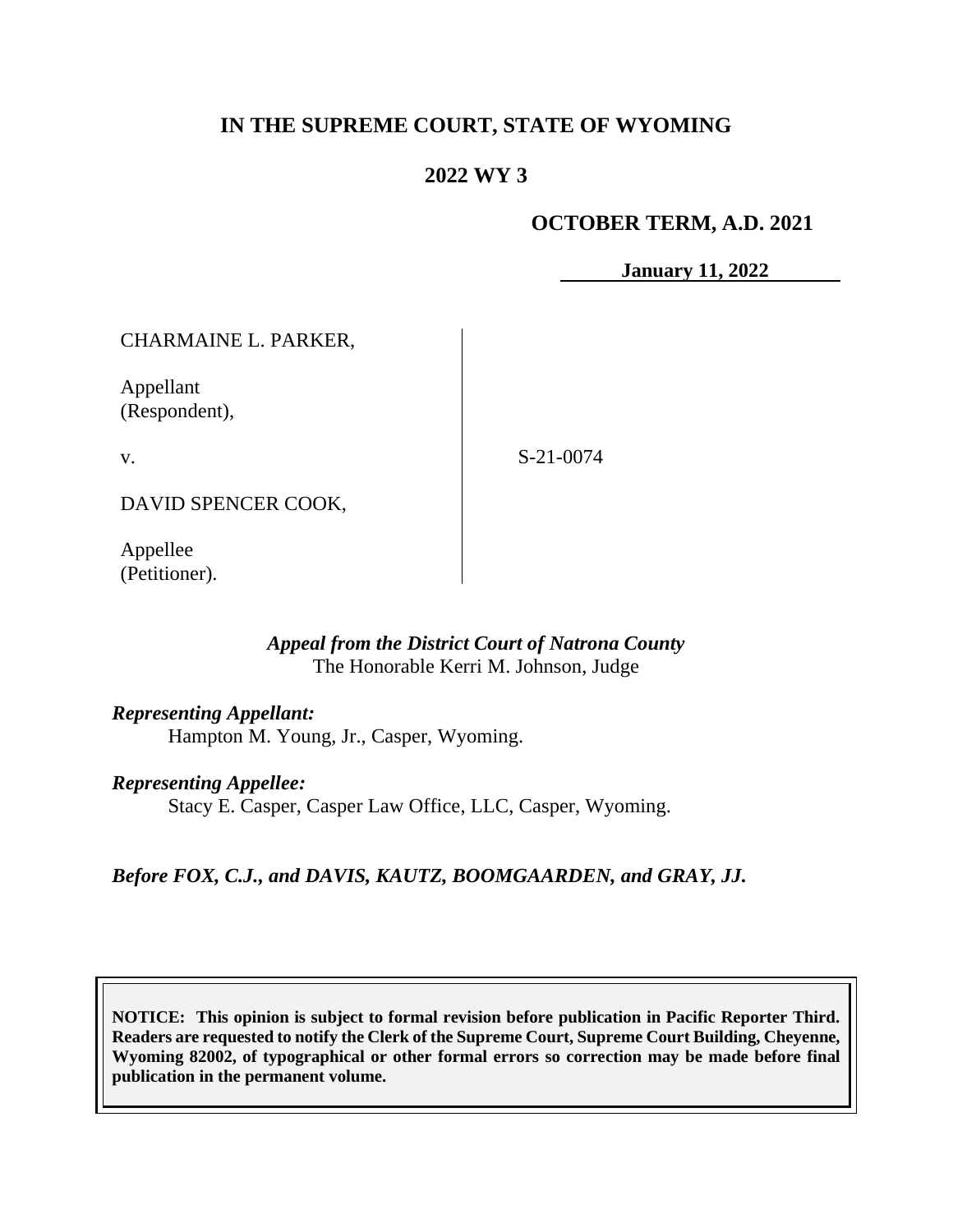**IN THE SUPREME COURT, STATE OF WYOMING**

**2022 WY 3**

**OCTOBER TERM, A.D. 2021**

**January 11, 2022**

CHARMAINE L. PARKER,

Appellant
(Respondent),

v.

DAVID SPENCER COOK,

Appellee
(Petitioner).

S-21-0074

***Appeal from the District Court of Natrona County***
The Honorable Kerri M. Johnson, Judge

***Representing Appellant:***
Hampton M. Young, Jr., Casper, Wyoming.

***Representing Appellee:***
Stacy E. Casper, Casper Law Office, LLC, Casper, Wyoming.

***Before FOX, C.J., and DAVIS, KAUTZ, BOOMGAARDEN, and GRAY, JJ.***

**NOTICE: This opinion is subject to formal revision before publication in Pacific Reporter Third. Readers are requested to notify the Clerk of the Supreme Court, Supreme Court Building, Cheyenne, Wyoming 82002, of typographical or other formal errors so correction may be made before final publication in the permanent volume.**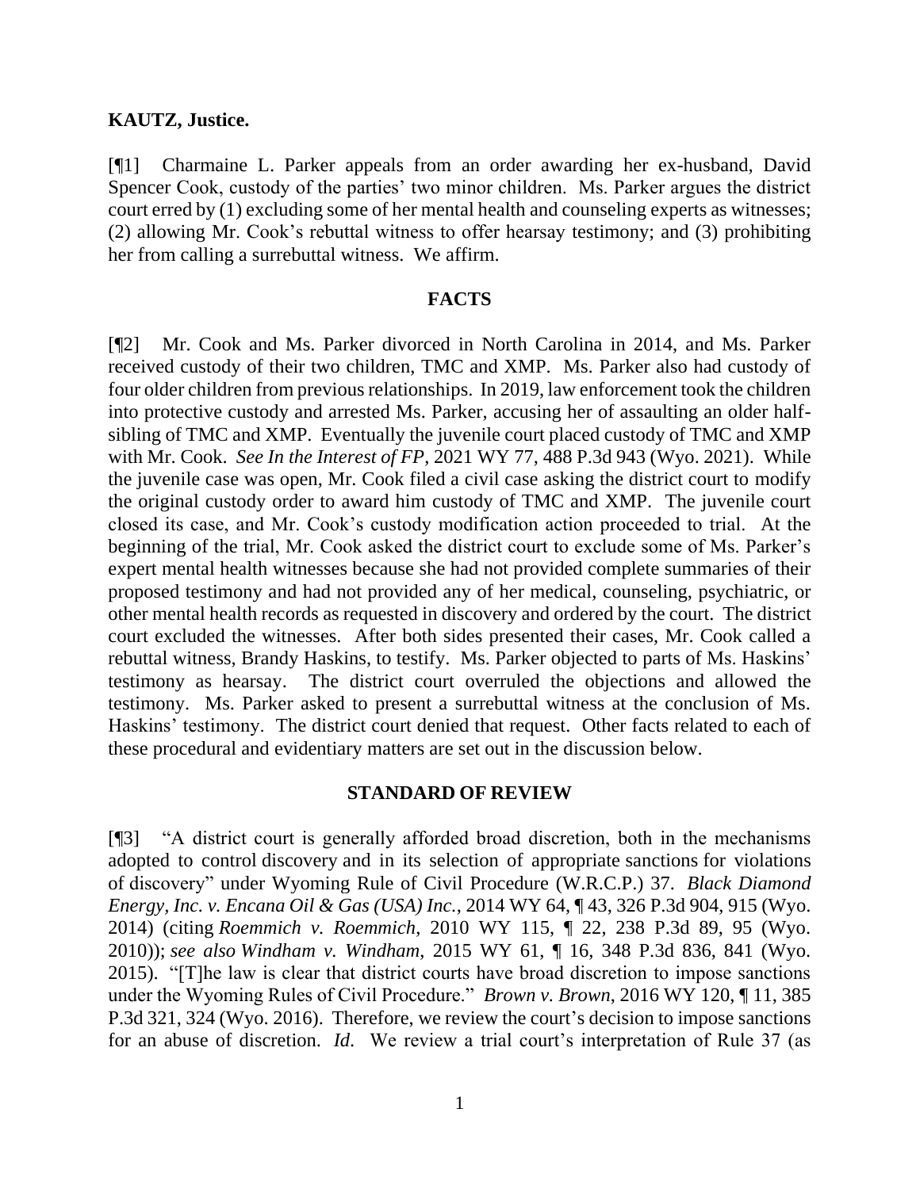**KAUTZ, Justice.**

[¶1] Charmaine L. Parker appeals from an order awarding her ex-husband, David Spencer Cook, custody of the parties' two minor children. Ms. Parker argues the district court erred by (1) excluding some of her mental health and counseling experts as witnesses; (2) allowing Mr. Cook's rebuttal witness to offer hearsay testimony; and (3) prohibiting her from calling a surrebuttal witness. We affirm.

## FACTS

[¶2] Mr. Cook and Ms. Parker divorced in North Carolina in 2014, and Ms. Parker received custody of their two children, TMC and XMP. Ms. Parker also had custody of four older children from previous relationships. In 2019, law enforcement took the children into protective custody and arrested Ms. Parker, accusing her of assaulting an older half-sibling of TMC and XMP. Eventually the juvenile court placed custody of TMC and XMP with Mr. Cook. *See In the Interest of FP*, 2021 WY 77, 488 P.3d 943 (Wyo. 2021). While the juvenile case was open, Mr. Cook filed a civil case asking the district court to modify the original custody order to award him custody of TMC and XMP. The juvenile court closed its case, and Mr. Cook's custody modification action proceeded to trial. At the beginning of the trial, Mr. Cook asked the district court to exclude some of Ms. Parker's expert mental health witnesses because she had not provided complete summaries of their proposed testimony and had not provided any of her medical, counseling, psychiatric, or other mental health records as requested in discovery and ordered by the court. The district court excluded the witnesses. After both sides presented their cases, Mr. Cook called a rebuttal witness, Brandy Haskins, to testify. Ms. Parker objected to parts of Ms. Haskins' testimony as hearsay. The district court overruled the objections and allowed the testimony. Ms. Parker asked to present a surrebuttal witness at the conclusion of Ms. Haskins' testimony. The district court denied that request. Other facts related to each of these procedural and evidentiary matters are set out in the discussion below.

## STANDARD OF REVIEW

[¶3] "A district court is generally afforded broad discretion, both in the mechanisms adopted to control discovery and in its selection of appropriate sanctions for violations of discovery" under Wyoming Rule of Civil Procedure (W.R.C.P.) 37. *Black Diamond Energy, Inc. v. Encana Oil & Gas (USA) Inc.*, 2014 WY 64, ¶ 43, 326 P.3d 904, 915 (Wyo. 2014) (citing *Roemmich v. Roemmich*, 2010 WY 115, ¶ 22, 238 P.3d 89, 95 (Wyo. 2010)); *see also Windham v. Windham*, 2015 WY 61, ¶ 16, 348 P.3d 836, 841 (Wyo. 2015). "[T]he law is clear that district courts have broad discretion to impose sanctions under the Wyoming Rules of Civil Procedure." *Brown v. Brown*, 2016 WY 120, ¶ 11, 385 P.3d 321, 324 (Wyo. 2016). Therefore, we review the court's decision to impose sanctions for an abuse of discretion. *Id*. We review a trial court's interpretation of Rule 37 (as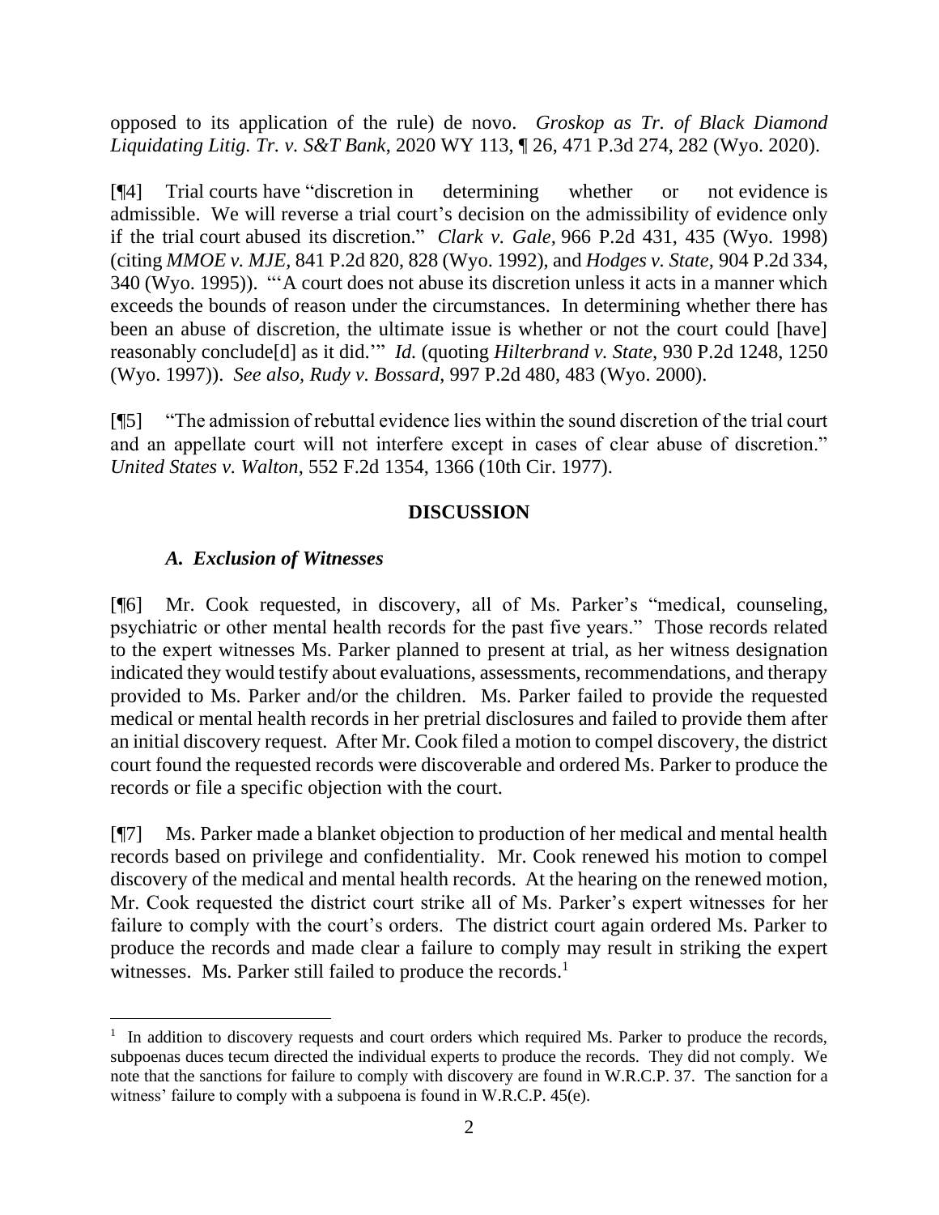opposed to its application of the rule) de novo. *Groskop as Tr. of Black Diamond Liquidating Litig. Tr. v. S&T Bank*, 2020 WY 113, ¶ 26, 471 P.3d 274, 282 (Wyo. 2020).

[¶4] Trial courts have "discretion in determining whether or not evidence is admissible. We will reverse a trial court's decision on the admissibility of evidence only if the trial court abused its discretion." *Clark v. Gale*, 966 P.2d 431, 435 (Wyo. 1998) (citing *MMOE v. MJE*, 841 P.2d 820, 828 (Wyo. 1992), and *Hodges v. State*, 904 P.2d 334, 340 (Wyo. 1995)). "'A court does not abuse its discretion unless it acts in a manner which exceeds the bounds of reason under the circumstances. In determining whether there has been an abuse of discretion, the ultimate issue is whether or not the court could [have] reasonably conclude[d] as it did.'" *Id.* (quoting *Hilterbrand v. State*, 930 P.2d 1248, 1250 (Wyo. 1997)). *See also*, *Rudy v. Bossard*, 997 P.2d 480, 483 (Wyo. 2000).

[¶5] "The admission of rebuttal evidence lies within the sound discretion of the trial court and an appellate court will not interfere except in cases of clear abuse of discretion." *United States v. Walton*, 552 F.2d 1354, 1366 (10th Cir. 1977).

## DISCUSSION

### *A. Exclusion of Witnesses*

[¶6] Mr. Cook requested, in discovery, all of Ms. Parker's "medical, counseling, psychiatric or other mental health records for the past five years." Those records related to the expert witnesses Ms. Parker planned to present at trial, as her witness designation indicated they would testify about evaluations, assessments, recommendations, and therapy provided to Ms. Parker and/or the children. Ms. Parker failed to provide the requested medical or mental health records in her pretrial disclosures and failed to provide them after an initial discovery request. After Mr. Cook filed a motion to compel discovery, the district court found the requested records were discoverable and ordered Ms. Parker to produce the records or file a specific objection with the court.

[¶7] Ms. Parker made a blanket objection to production of her medical and mental health records based on privilege and confidentiality. Mr. Cook renewed his motion to compel discovery of the medical and mental health records. At the hearing on the renewed motion, Mr. Cook requested the district court strike all of Ms. Parker's expert witnesses for her failure to comply with the court's orders. The district court again ordered Ms. Parker to produce the records and made clear a failure to comply may result in striking the expert witnesses. Ms. Parker still failed to produce the records.[1]

[1] In addition to discovery requests and court orders which required Ms. Parker to produce the records, subpoenas duces tecum directed the individual experts to produce the records. They did not comply. We note that the sanctions for failure to comply with discovery are found in W.R.C.P. 37. The sanction for a witness' failure to comply with a subpoena is found in W.R.C.P. 45(e).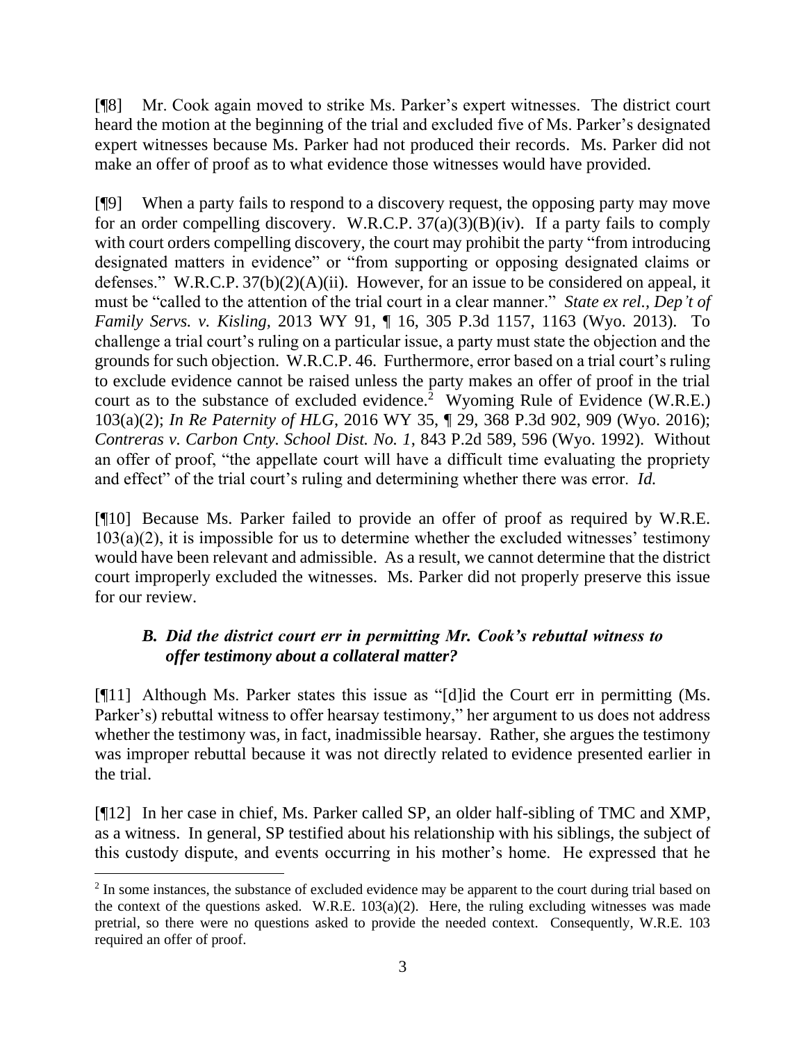[¶8] Mr. Cook again moved to strike Ms. Parker's expert witnesses. The district court heard the motion at the beginning of the trial and excluded five of Ms. Parker's designated expert witnesses because Ms. Parker had not produced their records. Ms. Parker did not make an offer of proof as to what evidence those witnesses would have provided.

[¶9] When a party fails to respond to a discovery request, the opposing party may move for an order compelling discovery. W.R.C.P. 37(a)(3)(B)(iv). If a party fails to comply with court orders compelling discovery, the court may prohibit the party "from introducing designated matters in evidence" or "from supporting or opposing designated claims or defenses." W.R.C.P. 37(b)(2)(A)(ii). However, for an issue to be considered on appeal, it must be "called to the attention of the trial court in a clear manner." *State ex rel., Dep't of Family Servs. v. Kisling*, 2013 WY 91, ¶ 16, 305 P.3d 1157, 1163 (Wyo. 2013). To challenge a trial court's ruling on a particular issue, a party must state the objection and the grounds for such objection. W.R.C.P. 46. Furthermore, error based on a trial court's ruling to exclude evidence cannot be raised unless the party makes an offer of proof in the trial court as to the substance of excluded evidence.[2] Wyoming Rule of Evidence (W.R.E.) 103(a)(2); *In Re Paternity of HLG*, 2016 WY 35, ¶ 29, 368 P.3d 902, 909 (Wyo. 2016); *Contreras v. Carbon Cnty. School Dist. No. 1*, 843 P.2d 589, 596 (Wyo. 1992). Without an offer of proof, "the appellate court will have a difficult time evaluating the propriety and effect" of the trial court's ruling and determining whether there was error. *Id.*

[¶10] Because Ms. Parker failed to provide an offer of proof as required by W.R.E. 103(a)(2), it is impossible for us to determine whether the excluded witnesses' testimony would have been relevant and admissible. As a result, we cannot determine that the district court improperly excluded the witnesses. Ms. Parker did not properly preserve this issue for our review.

### *B. Did the district court err in permitting Mr. Cook's rebuttal witness to offer testimony about a collateral matter?*

[¶11] Although Ms. Parker states this issue as "[d]id the Court err in permitting (Ms. Parker's) rebuttal witness to offer hearsay testimony," her argument to us does not address whether the testimony was, in fact, inadmissible hearsay. Rather, she argues the testimony was improper rebuttal because it was not directly related to evidence presented earlier in the trial.

[¶12] In her case in chief, Ms. Parker called SP, an older half-sibling of TMC and XMP, as a witness. In general, SP testified about his relationship with his siblings, the subject of this custody dispute, and events occurring in his mother's home. He expressed that he

---

[2] In some instances, the substance of excluded evidence may be apparent to the court during trial based on the context of the questions asked. W.R.E. 103(a)(2). Here, the ruling excluding witnesses was made pretrial, so there were no questions asked to provide the needed context. Consequently, W.R.E. 103 required an offer of proof.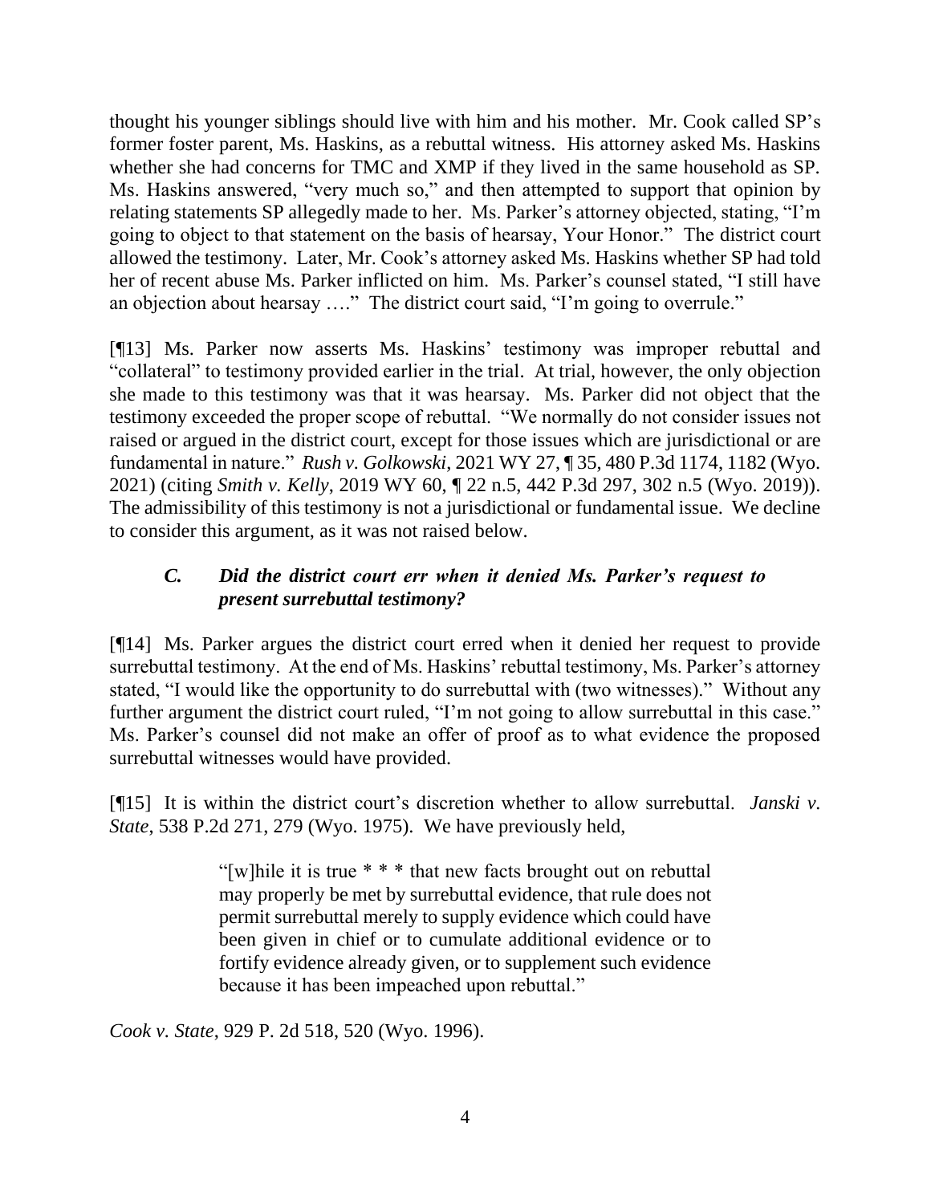thought his younger siblings should live with him and his mother. Mr. Cook called SP's former foster parent, Ms. Haskins, as a rebuttal witness. His attorney asked Ms. Haskins whether she had concerns for TMC and XMP if they lived in the same household as SP. Ms. Haskins answered, "very much so," and then attempted to support that opinion by relating statements SP allegedly made to her. Ms. Parker's attorney objected, stating, "I'm going to object to that statement on the basis of hearsay, Your Honor." The district court allowed the testimony. Later, Mr. Cook's attorney asked Ms. Haskins whether SP had told her of recent abuse Ms. Parker inflicted on him. Ms. Parker's counsel stated, "I still have an objection about hearsay …." The district court said, "I'm going to overrule."

[¶13] Ms. Parker now asserts Ms. Haskins' testimony was improper rebuttal and "collateral" to testimony provided earlier in the trial. At trial, however, the only objection she made to this testimony was that it was hearsay. Ms. Parker did not object that the testimony exceeded the proper scope of rebuttal. "We normally do not consider issues not raised or argued in the district court, except for those issues which are jurisdictional or are fundamental in nature." *Rush v. Golkowski*, 2021 WY 27, ¶ 35, 480 P.3d 1174, 1182 (Wyo. 2021) (citing *Smith v. Kelly*, 2019 WY 60, ¶ 22 n.5, 442 P.3d 297, 302 n.5 (Wyo. 2019)). The admissibility of this testimony is not a jurisdictional or fundamental issue. We decline to consider this argument, as it was not raised below.

### *C. Did the district court err when it denied Ms. Parker's request to present surrebuttal testimony?*

[¶14] Ms. Parker argues the district court erred when it denied her request to provide surrebuttal testimony. At the end of Ms. Haskins' rebuttal testimony, Ms. Parker's attorney stated, "I would like the opportunity to do surrebuttal with (two witnesses)." Without any further argument the district court ruled, "I'm not going to allow surrebuttal in this case." Ms. Parker's counsel did not make an offer of proof as to what evidence the proposed surrebuttal witnesses would have provided.

[¶15] It is within the district court's discretion whether to allow surrebuttal. *Janski v. State*, 538 P.2d 271, 279 (Wyo. 1975). We have previously held,

> "[w]hile it is true * * * that new facts brought out on rebuttal may properly be met by surrebuttal evidence, that rule does not permit surrebuttal merely to supply evidence which could have been given in chief or to cumulate additional evidence or to fortify evidence already given, or to supplement such evidence because it has been impeached upon rebuttal."

*Cook v. State*, 929 P. 2d 518, 520 (Wyo. 1996).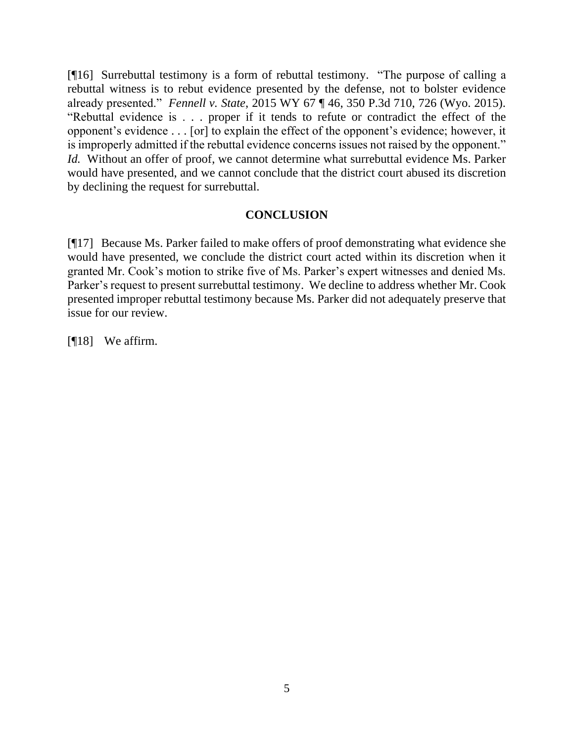[¶16] Surrebuttal testimony is a form of rebuttal testimony. "The purpose of calling a rebuttal witness is to rebut evidence presented by the defense, not to bolster evidence already presented." *Fennell v. State*, 2015 WY 67 ¶ 46, 350 P.3d 710, 726 (Wyo. 2015). "Rebuttal evidence is . . . proper if it tends to refute or contradict the effect of the opponent's evidence . . . [or] to explain the effect of the opponent's evidence; however, it is improperly admitted if the rebuttal evidence concerns issues not raised by the opponent." *Id.* Without an offer of proof, we cannot determine what surrebuttal evidence Ms. Parker would have presented, and we cannot conclude that the district court abused its discretion by declining the request for surrebuttal.

## CONCLUSION

[¶17] Because Ms. Parker failed to make offers of proof demonstrating what evidence she would have presented, we conclude the district court acted within its discretion when it granted Mr. Cook's motion to strike five of Ms. Parker's expert witnesses and denied Ms. Parker's request to present surrebuttal testimony. We decline to address whether Mr. Cook presented improper rebuttal testimony because Ms. Parker did not adequately preserve that issue for our review.

[¶18] We affirm.